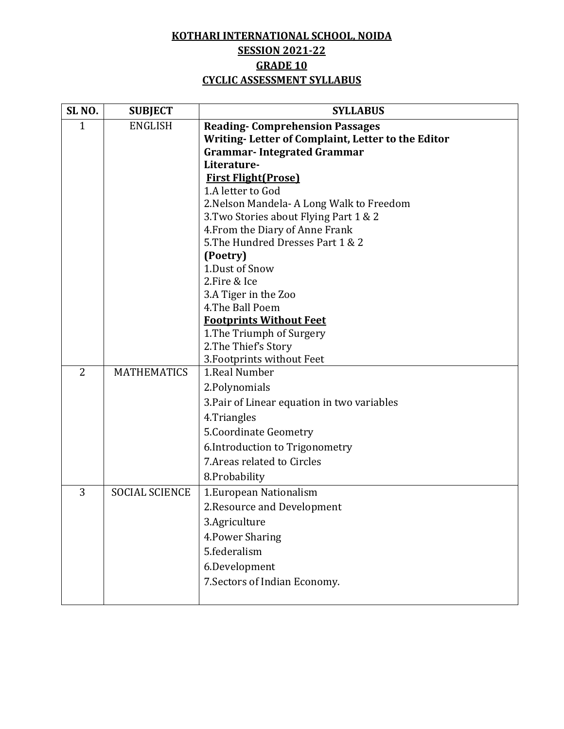# KOTHARI INTERNATIONAL SCHOOL, NOIDA

## SESSION 2021-22

## GRADE 10

## CYCLIC ASSESSMENT SYLLABUS

| SL NO. | SUBJECT | SYLLABUS |
|---|---|---|
| 1 | ENGLISH | **Reading- Comprehension Passages**<br>**Writing- Letter of Complaint, Letter to the Editor**<br>**Grammar- Integrated Grammar**<br>**Literature-**<br>**First Flight(Prose)**<br>1.A letter to God<br>2.Nelson Mandela- A Long Walk to Freedom<br>3.Two Stories about Flying Part 1 & 2<br>4.From the Diary of Anne Frank<br>5.The Hundred Dresses Part 1 & 2<br>**(Poetry)**<br>1.Dust of Snow<br>2.Fire & Ice<br>3.A Tiger in the Zoo<br>4.The Ball Poem<br>**Footprints Without Feet**<br>1.The Triumph of Surgery<br>2.The Thief's Story<br>3.Footprints without Feet |
| 2 | MATHEMATICS | 1.Real Number<br>2.Polynomials<br>3.Pair of Linear equation in two variables<br>4.Triangles<br>5.Coordinate Geometry<br>6.Introduction to Trigonometry<br>7.Areas related to Circles<br>8.Probability |
| 3 | SOCIAL SCIENCE | 1.European Nationalism<br>2.Resource and Development<br>3.Agriculture<br>4.Power Sharing<br>5.federalism<br>6.Development<br>7.Sectors of Indian Economy. |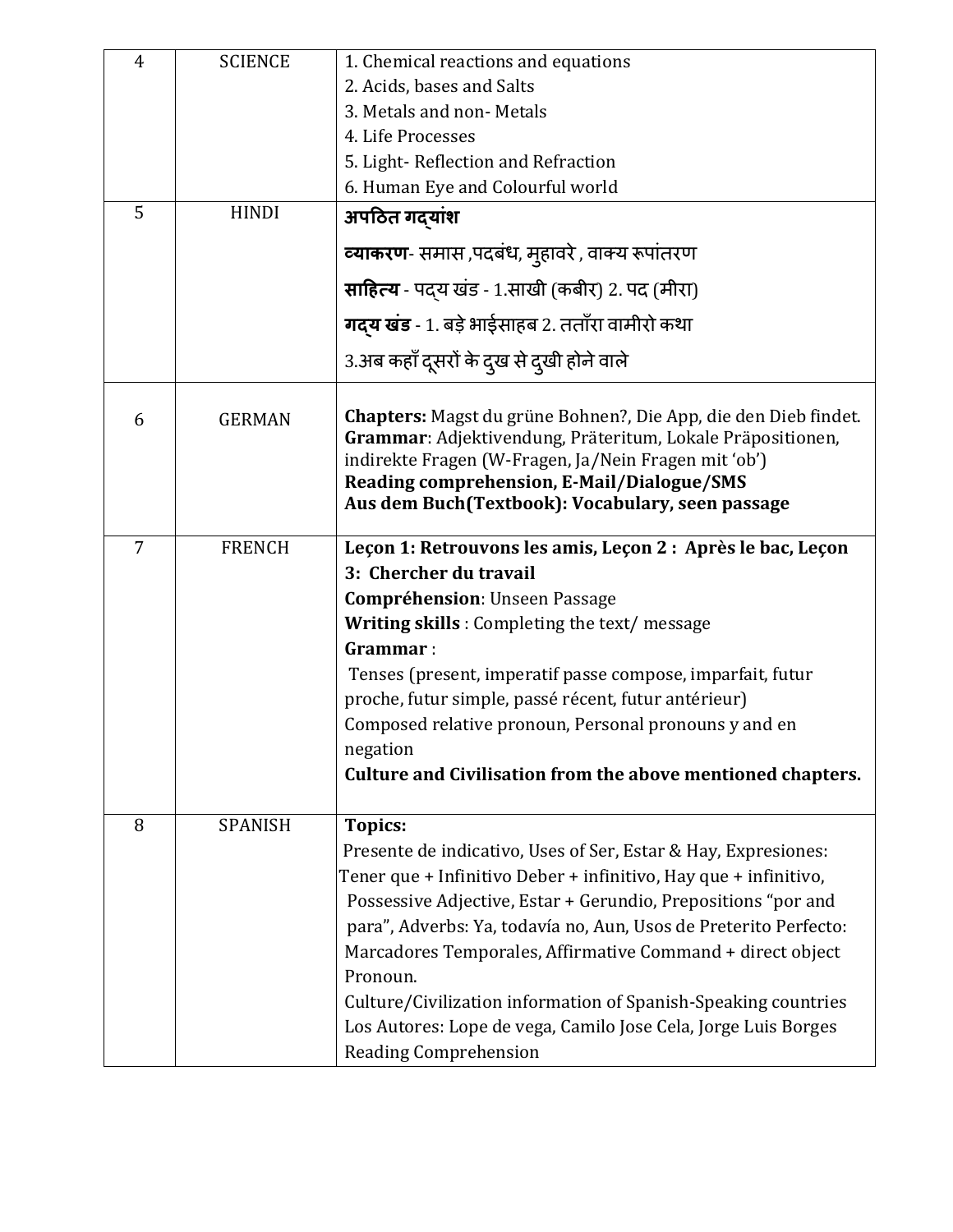| 4 | SCIENCE | 1. Chemical reactions and equations<br>2. Acids, bases and Salts<br>3. Metals and non- Metals<br>4. Life Processes<br>5. Light- Reflection and Refraction<br>6. Human Eye and Colourful world |
|---|---|---|
| 5 | HINDI | **अपठित गद्यांश**<br>**व्याकरण**- समास ,पदबंध, मुहावरे , वाक्य रूपांतरण<br>**साहित्य** - पद्य खंड - 1.साखी (कबीर) 2. पद (मीरा)<br>**गद्य खंड** - 1. बड़े भाईसाहब 2. तताँरा वामीरो कथा<br>3.अब कहाँ दूसरों के दुख से दुखी होने वाले |
| 6 | GERMAN | **Chapters:** Magst du grüne Bohnen?, Die App, die den Dieb findet.<br>**Grammar**: Adjektivendung, Präteritum, Lokale Präpositionen, indirekte Fragen (W-Fragen, Ja/Nein Fragen mit 'ob')<br>**Reading comprehension, E-Mail/Dialogue/SMS**<br>**Aus dem Buch(Textbook): Vocabulary, seen passage** |
| 7 | FRENCH | **Leçon 1: Retrouvons les amis, Leçon 2 : Après le bac, Leçon 3: Chercher du travail**<br>**Compréhension**: Unseen Passage<br>**Writing skills** : Completing the text/ message<br>**Grammar** :<br>Tenses (present, imperatif passe compose, imparfait, futur proche, futur simple, passé récent, futur antérieur)<br>Composed relative pronoun, Personal pronouns y and en negation<br>**Culture and Civilisation from the above mentioned chapters.** |
| 8 | SPANISH | **Topics:**<br>Presente de indicativo, Uses of Ser, Estar & Hay, Expresiones: Tener que + Infinitivo Deber + infinitivo, Hay que + infinitivo, Possessive Adjective, Estar + Gerundio, Prepositions "por and para", Adverbs: Ya, todavía no, Aun, Usos de Preterito Perfecto: Marcadores Temporales, Affirmative Command + direct object Pronoun.<br>Culture/Civilization information of Spanish-Speaking countries<br>Los Autores: Lope de vega, Camilo Jose Cela, Jorge Luis Borges<br>Reading Comprehension |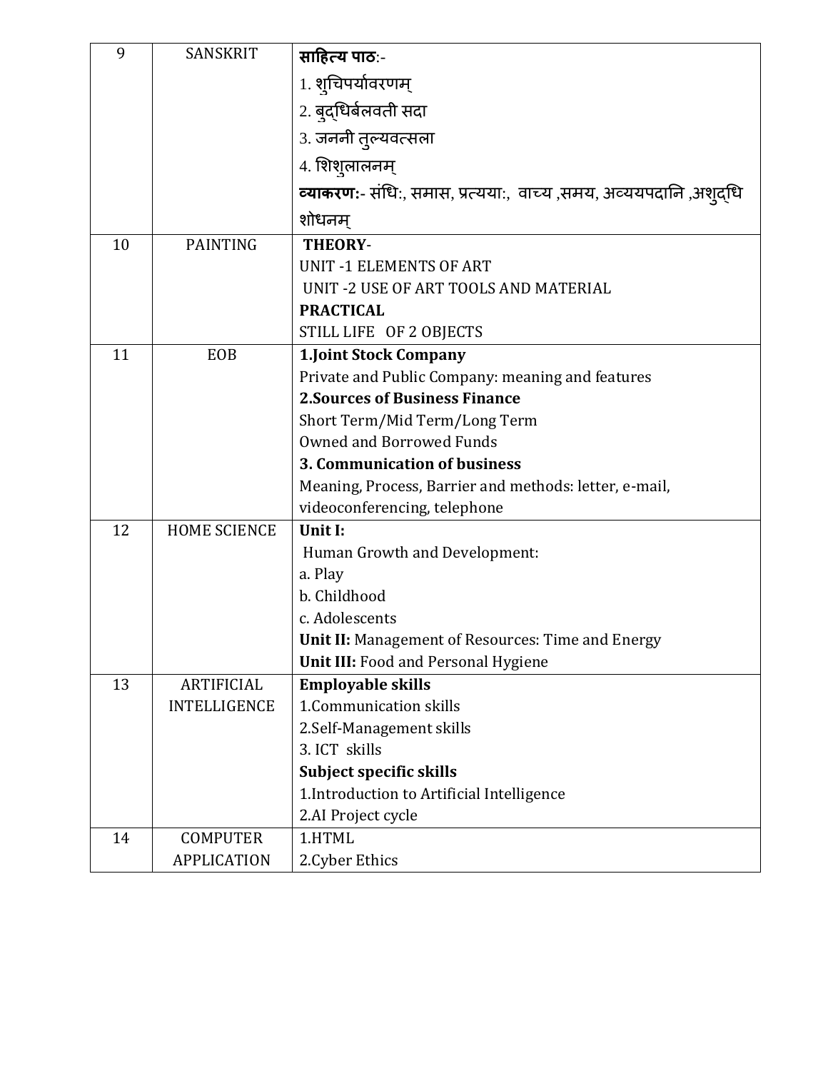| | | |
|---|---|---|
| 9 | SANSKRIT | **साहित्य पाठ**:-<br>1. शुचिपर्यावरणम्<br>2. बुद्धिर्बलवती सदा<br>3. जननी तुल्यवत्सला<br>4. शिशुलालनम्<br>**व्याकरण:**- संधिः, समास, प्रत्ययाः, वाच्य ,समय, अव्ययपदानि ,अशुद्धि शोधनम् |
| 10 | PAINTING | **THEORY**-<br>UNIT -1 ELEMENTS OF ART<br>UNIT -2 USE OF ART TOOLS AND MATERIAL<br>**PRACTICAL**<br>STILL LIFE OF 2 OBJECTS |
| 11 | EOB | **1.Joint Stock Company**<br>Private and Public Company: meaning and features<br>**2.Sources of Business Finance**<br>Short Term/Mid Term/Long Term<br>Owned and Borrowed Funds<br>**3. Communication of business**<br>Meaning, Process, Barrier and methods: letter, e-mail, videoconferencing, telephone |
| 12 | HOME SCIENCE | **Unit I:**<br>Human Growth and Development:<br>a. Play<br>b. Childhood<br>c. Adolescents<br>**Unit II:** Management of Resources: Time and Energy<br>**Unit III:** Food and Personal Hygiene |
| 13 | ARTIFICIAL INTELLIGENCE | **Employable skills**<br>1.Communication skills<br>2.Self-Management skills<br>3. ICT skills<br>**Subject specific skills**<br>1.Introduction to Artificial Intelligence<br>2.AI Project cycle |
| 14 | COMPUTER APPLICATION | 1.HTML<br>2.Cyber Ethics |